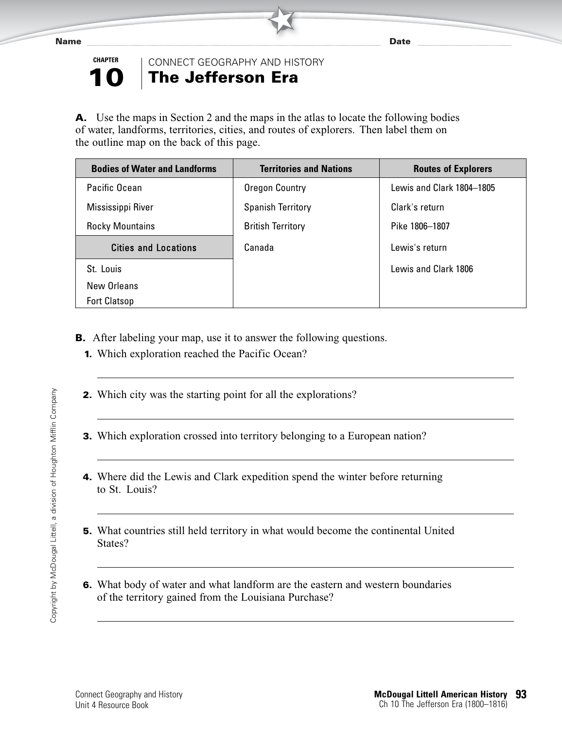Name ______________________ Date ______________

CHAPTER 10

CONNECT GEOGRAPHY AND HISTORY

# The Jefferson Era

**A.** Use the maps in Section 2 and the maps in the atlas to locate the following bodies of water, landforms, territories, cities, and routes of explorers. Then label them on the outline map on the back of this page.

| Bodies of Water and Landforms | Territories and Nations | Routes of Explorers |
|---|---|---|
| Pacific Ocean | Oregon Country | Lewis and Clark 1804–1805 |
| Mississippi River | Spanish Territory | Clark's return |
| Rocky Mountains | British Territory | Pike 1806–1807 |
| **Cities and Locations** | Canada | Lewis's return |
| St. Louis | | Lewis and Clark 1806 |
| New Orleans | | |
| Fort Clatsop | | |

**B.** After labeling your map, use it to answer the following questions.

1. Which exploration reached the Pacific Ocean?

   ______________________________________________

2. Which city was the starting point for all the explorations?

   ______________________________________________

3. Which exploration crossed into territory belonging to a European nation?

   ______________________________________________

4. Where did the Lewis and Clark expedition spend the winter before returning to St. Louis?

   ______________________________________________

5. What countries still held territory in what would become the continental United States?

   ______________________________________________

6. What body of water and what landform are the eastern and western boundaries of the territory gained from the Louisiana Purchase?

   ______________________________________________

Copyright by McDougal Littell, a division of Houghton Mifflin Company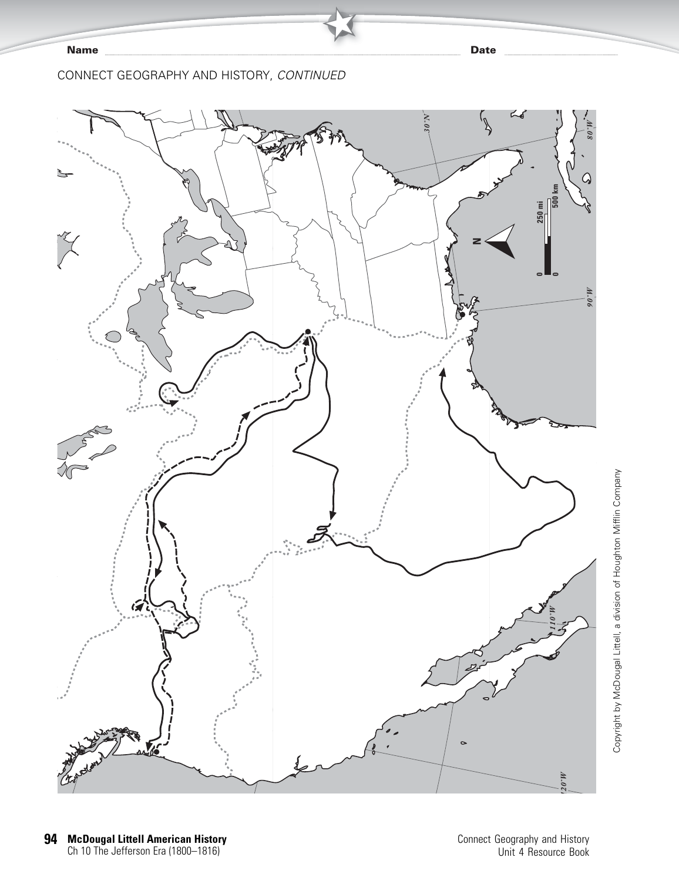CONNECT GEOGRAPHY AND HISTORY, *CONTINUED*

30°N

80°W

90°W

110°W

120°W

N

0 250 mi

0 500 km